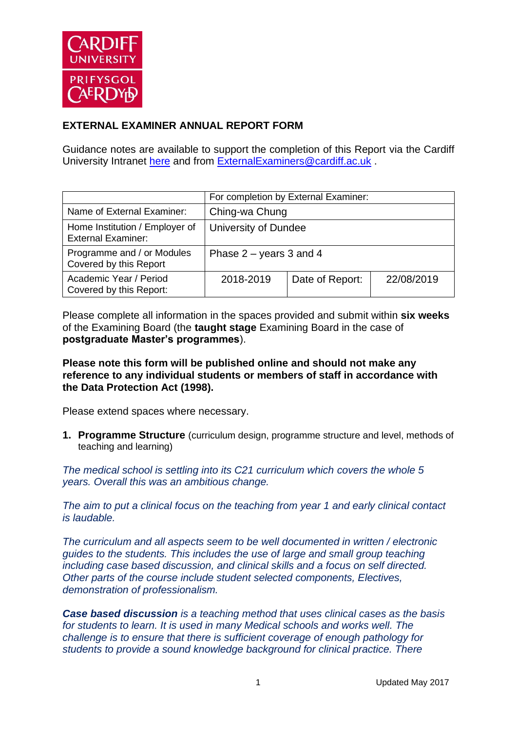## EXTERNAL EXAMINER ANNUAL REPORT FORM

Guidance notes are available to support the completion of this Report via the Cardiff University Intranet here and from ExternalExaminers@cardiff.ac.uk .

| | For completion by External Examiner: | | |
|---|---|---|---|
| Name of External Examiner: | Ching-wa Chung | | |
| Home Institution / Employer of External Examiner: | University of Dundee | | |
| Programme and / or Modules Covered by this Report | Phase 2 – years 3 and 4 | | |
| Academic Year / Period Covered by this Report: | 2018-2019 | Date of Report: | 22/08/2019 |

Please complete all information in the spaces provided and submit within **six weeks** of the Examining Board (the **taught stage** Examining Board in the case of **postgraduate Master's programmes**).

**Please note this form will be published online and should not make any reference to any individual students or members of staff in accordance with the Data Protection Act (1998).**

Please extend spaces where necessary.

1. **Programme Structure** (curriculum design, programme structure and level, methods of teaching and learning)

*The medical school is settling into its C21 curriculum which covers the whole 5 years. Overall this was an ambitious change.*

*The aim to put a clinical focus on the teaching from year 1 and early clinical contact is laudable.*

*The curriculum and all aspects seem to be well documented in written / electronic guides to the students. This includes the use of large and small group teaching including case based discussion, and clinical skills and a focus on self directed. Other parts of the course include student selected components, Electives, demonstration of professionalism.*

***Case based discussion** is a teaching method that uses clinical cases as the basis for students to learn. It is used in many Medical schools and works well. The challenge is to ensure that there is sufficient coverage of enough pathology for students to provide a sound knowledge background for clinical practice. There*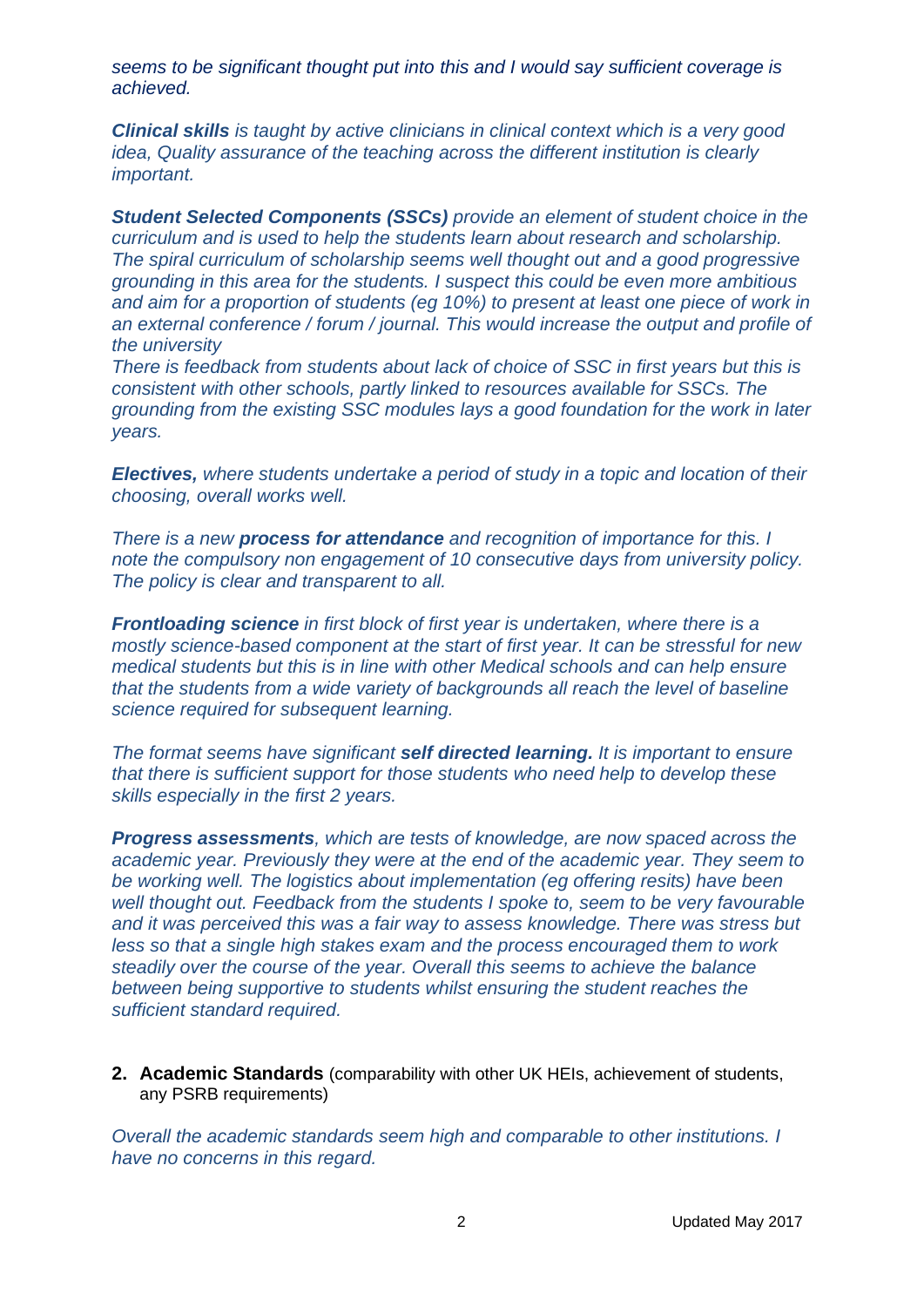*seems to be significant thought put into this and I would say sufficient coverage is achieved.*

***Clinical skills** is taught by active clinicians in clinical context which is a very good idea, Quality assurance of the teaching across the different institution is clearly important.*

***Student Selected Components (SSCs)** provide an element of student choice in the curriculum and is used to help the students learn about research and scholarship. The spiral curriculum of scholarship seems well thought out and a good progressive grounding in this area for the students. I suspect this could be even more ambitious and aim for a proportion of students (eg 10%) to present at least one piece of work in an external conference / forum / journal. This would increase the output and profile of the university*

*There is feedback from students about lack of choice of SSC in first years but this is consistent with other schools, partly linked to resources available for SSCs. The grounding from the existing SSC modules lays a good foundation for the work in later years.*

***Electives,** where students undertake a period of study in a topic and location of their choosing, overall works well.*

*There is a new **process for attendance** and recognition of importance for this. I note the compulsory non engagement of 10 consecutive days from university policy. The policy is clear and transparent to all.*

***Frontloading science** in first block of first year is undertaken, where there is a mostly science-based component at the start of first year. It can be stressful for new medical students but this is in line with other Medical schools and can help ensure that the students from a wide variety of backgrounds all reach the level of baseline science required for subsequent learning.*

*The format seems have significant **self directed learning.** It is important to ensure that there is sufficient support for those students who need help to develop these skills especially in the first 2 years.*

***Progress assessments**, which are tests of knowledge, are now spaced across the academic year. Previously they were at the end of the academic year. They seem to be working well. The logistics about implementation (eg offering resits) have been well thought out. Feedback from the students I spoke to, seem to be very favourable and it was perceived this was a fair way to assess knowledge. There was stress but less so that a single high stakes exam and the process encouraged them to work steadily over the course of the year. Overall this seems to achieve the balance between being supportive to students whilst ensuring the student reaches the sufficient standard required.*

2. **Academic Standards** (comparability with other UK HEIs, achievement of students, any PSRB requirements)

*Overall the academic standards seem high and comparable to other institutions. I have no concerns in this regard.*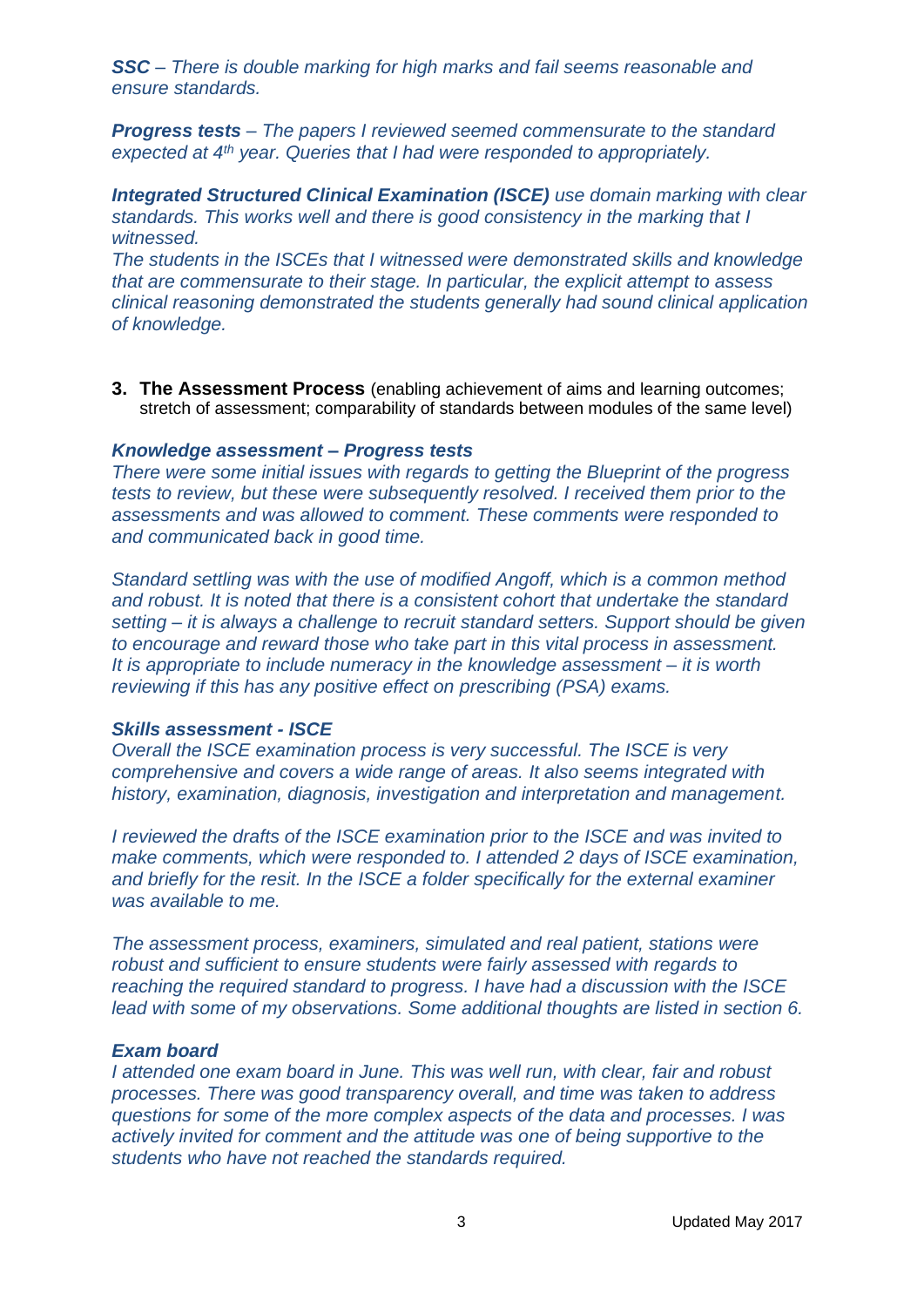***SSC** – There is double marking for high marks and fail seems reasonable and ensure standards.*

***Progress tests** – The papers I reviewed seemed commensurate to the standard expected at 4th year. Queries that I had were responded to appropriately.*

***Integrated Structured Clinical Examination (ISCE)** use domain marking with clear standards. This works well and there is good consistency in the marking that I witnessed.*

*The students in the ISCEs that I witnessed were demonstrated skills and knowledge that are commensurate to their stage. In particular, the explicit attempt to assess clinical reasoning demonstrated the students generally had sound clinical application of knowledge.*

3. **The Assessment Process** (enabling achievement of aims and learning outcomes; stretch of assessment; comparability of standards between modules of the same level)

***Knowledge assessment – Progress tests***

*There were some initial issues with regards to getting the Blueprint of the progress tests to review, but these were subsequently resolved. I received them prior to the assessments and was allowed to comment. These comments were responded to and communicated back in good time.*

*Standard settling was with the use of modified Angoff, which is a common method and robust. It is noted that there is a consistent cohort that undertake the standard setting – it is always a challenge to recruit standard setters. Support should be given to encourage and reward those who take part in this vital process in assessment. It is appropriate to include numeracy in the knowledge assessment – it is worth reviewing if this has any positive effect on prescribing (PSA) exams.*

***Skills assessment - ISCE***

*Overall the ISCE examination process is very successful. The ISCE is very comprehensive and covers a wide range of areas. It also seems integrated with history, examination, diagnosis, investigation and interpretation and management.*

*I reviewed the drafts of the ISCE examination prior to the ISCE and was invited to make comments, which were responded to. I attended 2 days of ISCE examination, and briefly for the resit. In the ISCE a folder specifically for the external examiner was available to me.*

*The assessment process, examiners, simulated and real patient, stations were robust and sufficient to ensure students were fairly assessed with regards to reaching the required standard to progress. I have had a discussion with the ISCE lead with some of my observations. Some additional thoughts are listed in section 6.*

***Exam board***

*I attended one exam board in June. This was well run, with clear, fair and robust processes. There was good transparency overall, and time was taken to address questions for some of the more complex aspects of the data and processes. I was actively invited for comment and the attitude was one of being supportive to the students who have not reached the standards required.*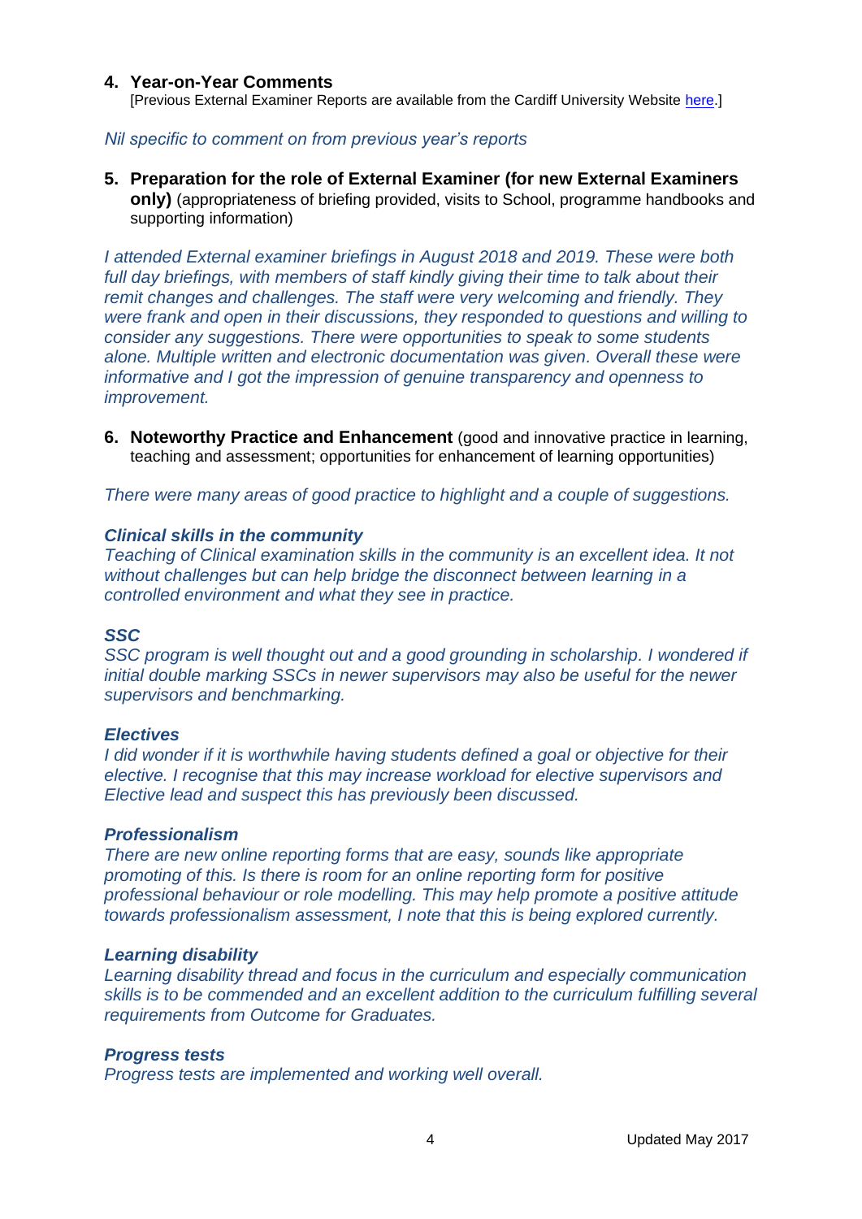4. **Year-on-Year Comments**
   [Previous External Examiner Reports are available from the Cardiff University Website [here](#).]

*Nil specific to comment on from previous year's reports*

5. **Preparation for the role of External Examiner (for new External Examiners only)** (appropriateness of briefing provided, visits to School, programme handbooks and supporting information)

*I attended External examiner briefings in August 2018 and 2019. These were both full day briefings, with members of staff kindly giving their time to talk about their remit changes and challenges. The staff were very welcoming and friendly. They were frank and open in their discussions, they responded to questions and willing to consider any suggestions. There were opportunities to speak to some students alone. Multiple written and electronic documentation was given. Overall these were informative and I got the impression of genuine transparency and openness to improvement.*

6. **Noteworthy Practice and Enhancement** (good and innovative practice in learning, teaching and assessment; opportunities for enhancement of learning opportunities)

*There were many areas of good practice to highlight and a couple of suggestions.*

***Clinical skills in the community***
*Teaching of Clinical examination skills in the community is an excellent idea. It not without challenges but can help bridge the disconnect between learning in a controlled environment and what they see in practice.*

***SSC***
*SSC program is well thought out and a good grounding in scholarship. I wondered if initial double marking SSCs in newer supervisors may also be useful for the newer supervisors and benchmarking.*

***Electives***
*I did wonder if it is worthwhile having students defined a goal or objective for their elective. I recognise that this may increase workload for elective supervisors and Elective lead and suspect this has previously been discussed.*

***Professionalism***
*There are new online reporting forms that are easy, sounds like appropriate promoting of this. Is there is room for an online reporting form for positive professional behaviour or role modelling. This may help promote a positive attitude towards professionalism assessment, I note that this is being explored currently.*

***Learning disability***
*Learning disability thread and focus in the curriculum and especially communication skills is to be commended and an excellent addition to the curriculum fulfilling several requirements from Outcome for Graduates.*

***Progress tests***
*Progress tests are implemented and working well overall.*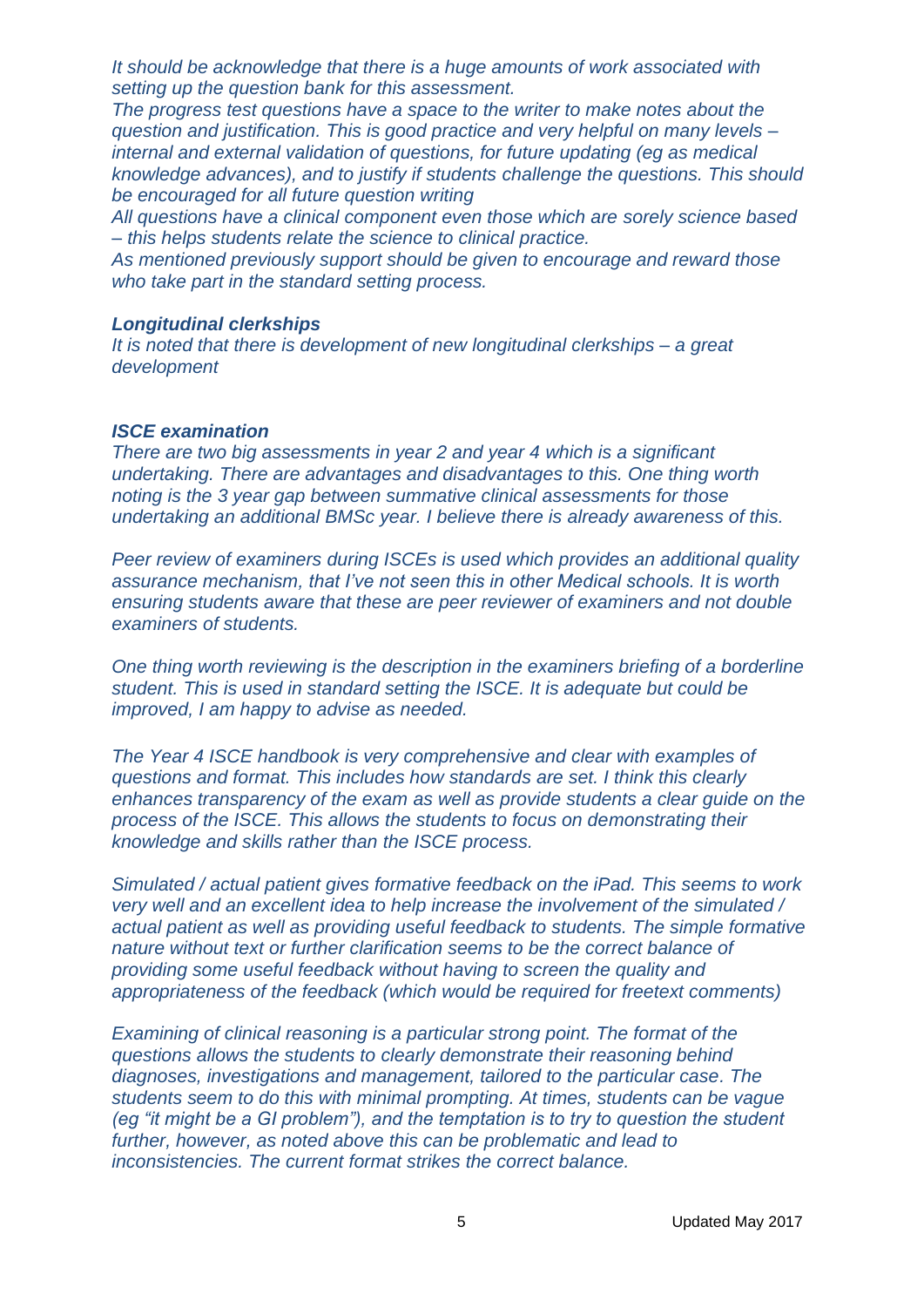*It should be acknowledge that there is a huge amounts of work associated with setting up the question bank for this assessment.*
*The progress test questions have a space to the writer to make notes about the question and justification. This is good practice and very helpful on many levels – internal and external validation of questions, for future updating (eg as medical knowledge advances), and to justify if students challenge the questions. This should be encouraged for all future question writing*
*All questions have a clinical component even those which are sorely science based – this helps students relate the science to clinical practice.*
*As mentioned previously support should be given to encourage and reward those who take part in the standard setting process.*

***Longitudinal clerkships***
*It is noted that there is development of new longitudinal clerkships – a great development*

***ISCE examination***
*There are two big assessments in year 2 and year 4 which is a significant undertaking. There are advantages and disadvantages to this. One thing worth noting is the 3 year gap between summative clinical assessments for those undertaking an additional BMSc year. I believe there is already awareness of this.*

*Peer review of examiners during ISCEs is used which provides an additional quality assurance mechanism, that I've not seen this in other Medical schools. It is worth ensuring students aware that these are peer reviewer of examiners and not double examiners of students.*

*One thing worth reviewing is the description in the examiners briefing of a borderline student. This is used in standard setting the ISCE. It is adequate but could be improved, I am happy to advise as needed.*

*The Year 4 ISCE handbook is very comprehensive and clear with examples of questions and format. This includes how standards are set. I think this clearly enhances transparency of the exam as well as provide students a clear guide on the process of the ISCE. This allows the students to focus on demonstrating their knowledge and skills rather than the ISCE process.*

*Simulated / actual patient gives formative feedback on the iPad. This seems to work very well and an excellent idea to help increase the involvement of the simulated / actual patient as well as providing useful feedback to students. The simple formative nature without text or further clarification seems to be the correct balance of providing some useful feedback without having to screen the quality and appropriateness of the feedback (which would be required for freetext comments)*

*Examining of clinical reasoning is a particular strong point. The format of the questions allows the students to clearly demonstrate their reasoning behind diagnoses, investigations and management, tailored to the particular case. The students seem to do this with minimal prompting. At times, students can be vague (eg "it might be a GI problem"), and the temptation is to try to question the student further, however, as noted above this can be problematic and lead to inconsistencies. The current format strikes the correct balance.*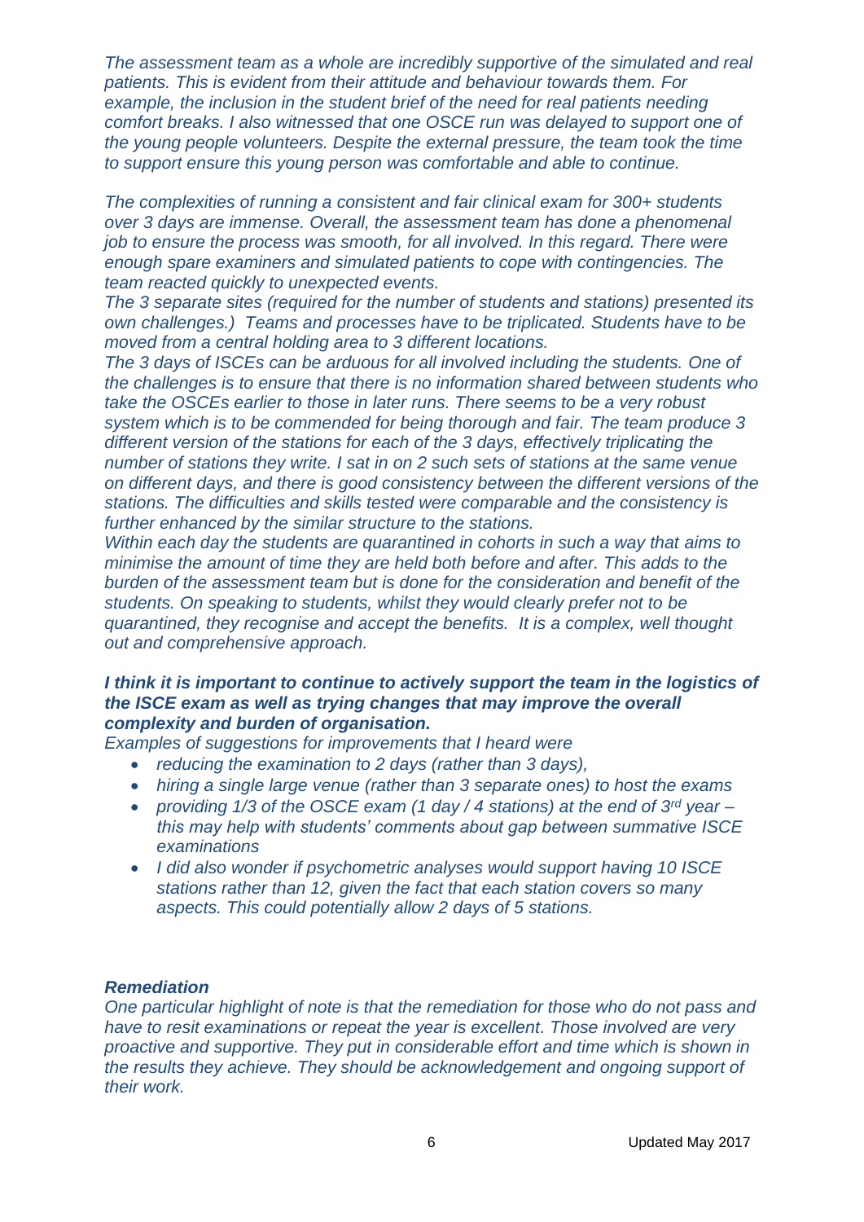*The assessment team as a whole are incredibly supportive of the simulated and real patients. This is evident from their attitude and behaviour towards them. For example, the inclusion in the student brief of the need for real patients needing comfort breaks. I also witnessed that one OSCE run was delayed to support one of the young people volunteers. Despite the external pressure, the team took the time to support ensure this young person was comfortable and able to continue.*

*The complexities of running a consistent and fair clinical exam for 300+ students over 3 days are immense. Overall, the assessment team has done a phenomenal job to ensure the process was smooth, for all involved. In this regard. There were enough spare examiners and simulated patients to cope with contingencies. The team reacted quickly to unexpected events.*
*The 3 separate sites (required for the number of students and stations) presented its own challenges.) Teams and processes have to be triplicated. Students have to be moved from a central holding area to 3 different locations.*
*The 3 days of ISCEs can be arduous for all involved including the students. One of the challenges is to ensure that there is no information shared between students who take the OSCEs earlier to those in later runs. There seems to be a very robust system which is to be commended for being thorough and fair. The team produce 3 different version of the stations for each of the 3 days, effectively triplicating the number of stations they write. I sat in on 2 such sets of stations at the same venue on different days, and there is good consistency between the different versions of the stations. The difficulties and skills tested were comparable and the consistency is further enhanced by the similar structure to the stations.*
*Within each day the students are quarantined in cohorts in such a way that aims to minimise the amount of time they are held both before and after. This adds to the burden of the assessment team but is done for the consideration and benefit of the students. On speaking to students, whilst they would clearly prefer not to be quarantined, they recognise and accept the benefits. It is a complex, well thought out and comprehensive approach.*

***I think it is important to continue to actively support the team in the logistics of the ISCE exam as well as trying changes that may improve the overall complexity and burden of organisation.***
*Examples of suggestions for improvements that I heard were*

- *reducing the examination to 2 days (rather than 3 days),*
- *hiring a single large venue (rather than 3 separate ones) to host the exams*
- *providing 1/3 of the OSCE exam (1 day / 4 stations) at the end of 3rd year – this may help with students' comments about gap between summative ISCE examinations*
- *I did also wonder if psychometric analyses would support having 10 ISCE stations rather than 12, given the fact that each station covers so many aspects. This could potentially allow 2 days of 5 stations.*

***Remediation***
*One particular highlight of note is that the remediation for those who do not pass and have to resit examinations or repeat the year is excellent. Those involved are very proactive and supportive. They put in considerable effort and time which is shown in the results they achieve. They should be acknowledgement and ongoing support of their work.*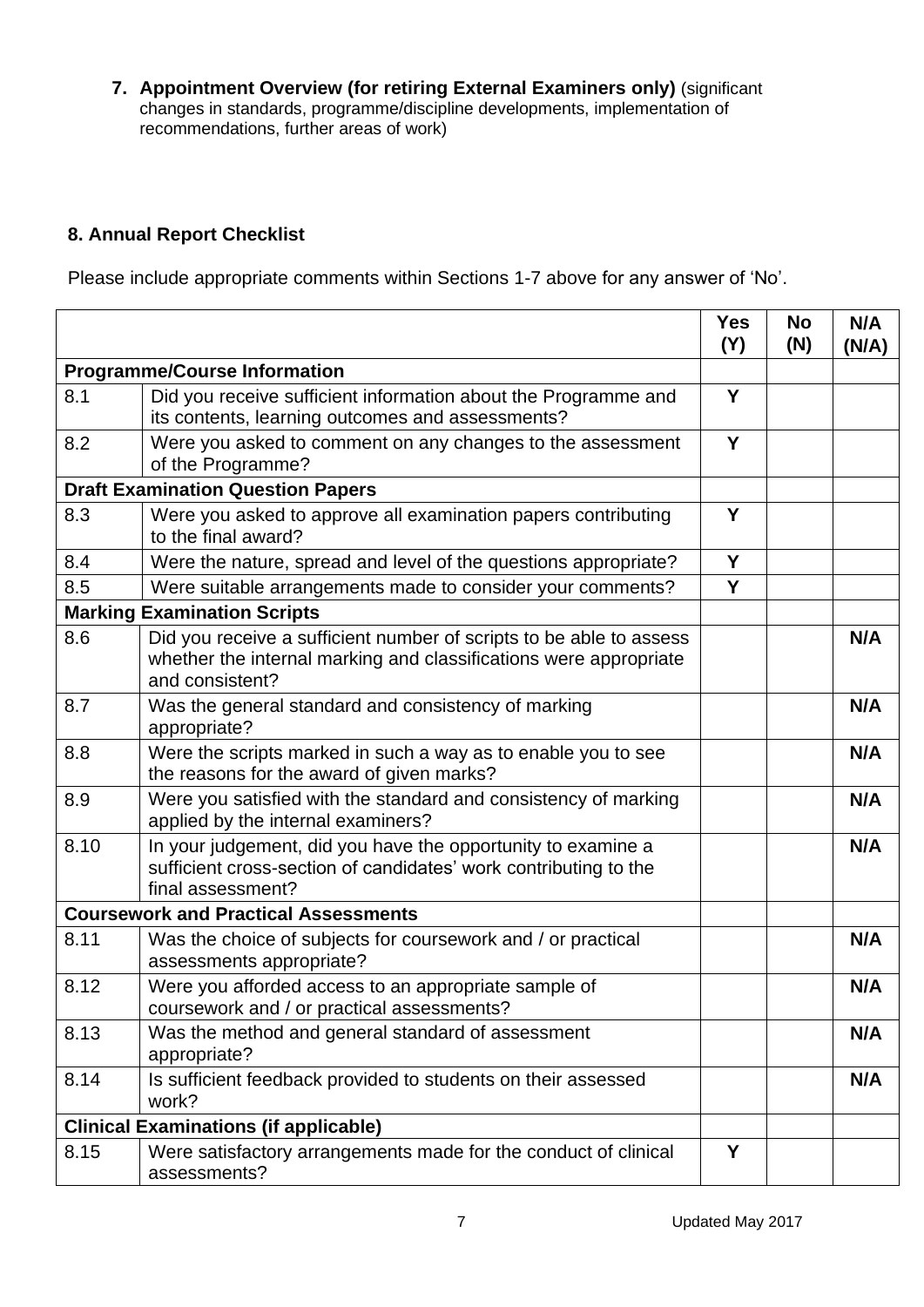**7. Appointment Overview (for retiring External Examiners only)** (significant changes in standards, programme/discipline developments, implementation of recommendations, further areas of work)

## 8. Annual Report Checklist

Please include appropriate comments within Sections 1-7 above for any answer of 'No'.

| | | Yes (Y) | No (N) | N/A (N/A) |
|---|---|---|---|---|
| **Programme/Course Information** | | | | |
| 8.1 | Did you receive sufficient information about the Programme and its contents, learning outcomes and assessments? | Y | | |
| 8.2 | Were you asked to comment on any changes to the assessment of the Programme? | Y | | |
| **Draft Examination Question Papers** | | | | |
| 8.3 | Were you asked to approve all examination papers contributing to the final award? | Y | | |
| 8.4 | Were the nature, spread and level of the questions appropriate? | Y | | |
| 8.5 | Were suitable arrangements made to consider your comments? | Y | | |
| **Marking Examination Scripts** | | | | |
| 8.6 | Did you receive a sufficient number of scripts to be able to assess whether the internal marking and classifications were appropriate and consistent? | | | N/A |
| 8.7 | Was the general standard and consistency of marking appropriate? | | | N/A |
| 8.8 | Were the scripts marked in such a way as to enable you to see the reasons for the award of given marks? | | | N/A |
| 8.9 | Were you satisfied with the standard and consistency of marking applied by the internal examiners? | | | N/A |
| 8.10 | In your judgement, did you have the opportunity to examine a sufficient cross-section of candidates' work contributing to the final assessment? | | | N/A |
| **Coursework and Practical Assessments** | | | | |
| 8.11 | Was the choice of subjects for coursework and / or practical assessments appropriate? | | | N/A |
| 8.12 | Were you afforded access to an appropriate sample of coursework and / or practical assessments? | | | N/A |
| 8.13 | Was the method and general standard of assessment appropriate? | | | N/A |
| 8.14 | Is sufficient feedback provided to students on their assessed work? | | | N/A |
| **Clinical Examinations (if applicable)** | | | | |
| 8.15 | Were satisfactory arrangements made for the conduct of clinical assessments? | Y | | |

Updated May 2017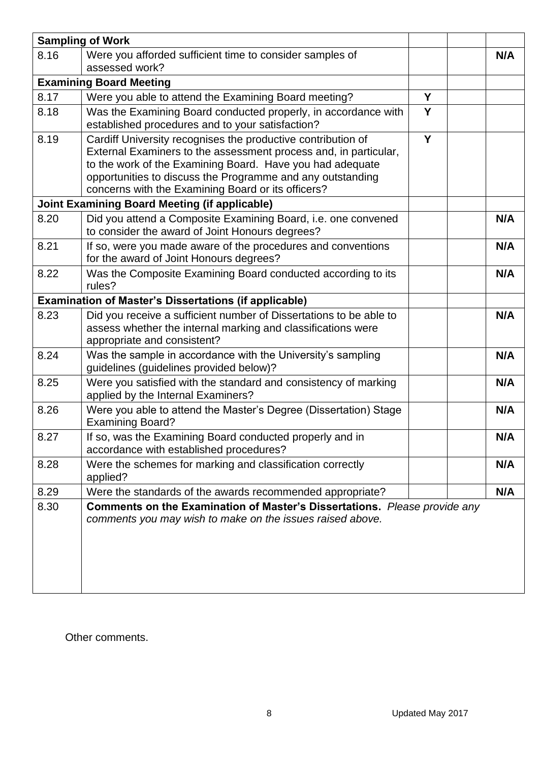| **Sampling of Work** | | | | |
|---|---|---|---|---|
| 8.16 | Were you afforded sufficient time to consider samples of assessed work? | | | **N/A** |
| **Examining Board Meeting** | | | | |
| 8.17 | Were you able to attend the Examining Board meeting? | **Y** | | |
| 8.18 | Was the Examining Board conducted properly, in accordance with established procedures and to your satisfaction? | **Y** | | |
| 8.19 | Cardiff University recognises the productive contribution of External Examiners to the assessment process and, in particular, to the work of the Examining Board. Have you had adequate opportunities to discuss the Programme and any outstanding concerns with the Examining Board or its officers? | **Y** | | |
| **Joint Examining Board Meeting (if applicable)** | | | | |
| 8.20 | Did you attend a Composite Examining Board, i.e. one convened to consider the award of Joint Honours degrees? | | | **N/A** |
| 8.21 | If so, were you made aware of the procedures and conventions for the award of Joint Honours degrees? | | | **N/A** |
| 8.22 | Was the Composite Examining Board conducted according to its rules? | | | **N/A** |
| **Examination of Master's Dissertations (if applicable)** | | | | |
| 8.23 | Did you receive a sufficient number of Dissertations to be able to assess whether the internal marking and classifications were appropriate and consistent? | | | **N/A** |
| 8.24 | Was the sample in accordance with the University's sampling guidelines (guidelines provided below)? | | | **N/A** |
| 8.25 | Were you satisfied with the standard and consistency of marking applied by the Internal Examiners? | | | **N/A** |
| 8.26 | Were you able to attend the Master's Degree (Dissertation) Stage Examining Board? | | | **N/A** |
| 8.27 | If so, was the Examining Board conducted properly and in accordance with established procedures? | | | **N/A** |
| 8.28 | Were the schemes for marking and classification correctly applied? | | | **N/A** |
| 8.29 | Were the standards of the awards recommended appropriate? | | | **N/A** |
| 8.30 | **Comments on the Examination of Master's Dissertations.** *Please provide any comments you may wish to make on the issues raised above.* | | | |

Other comments.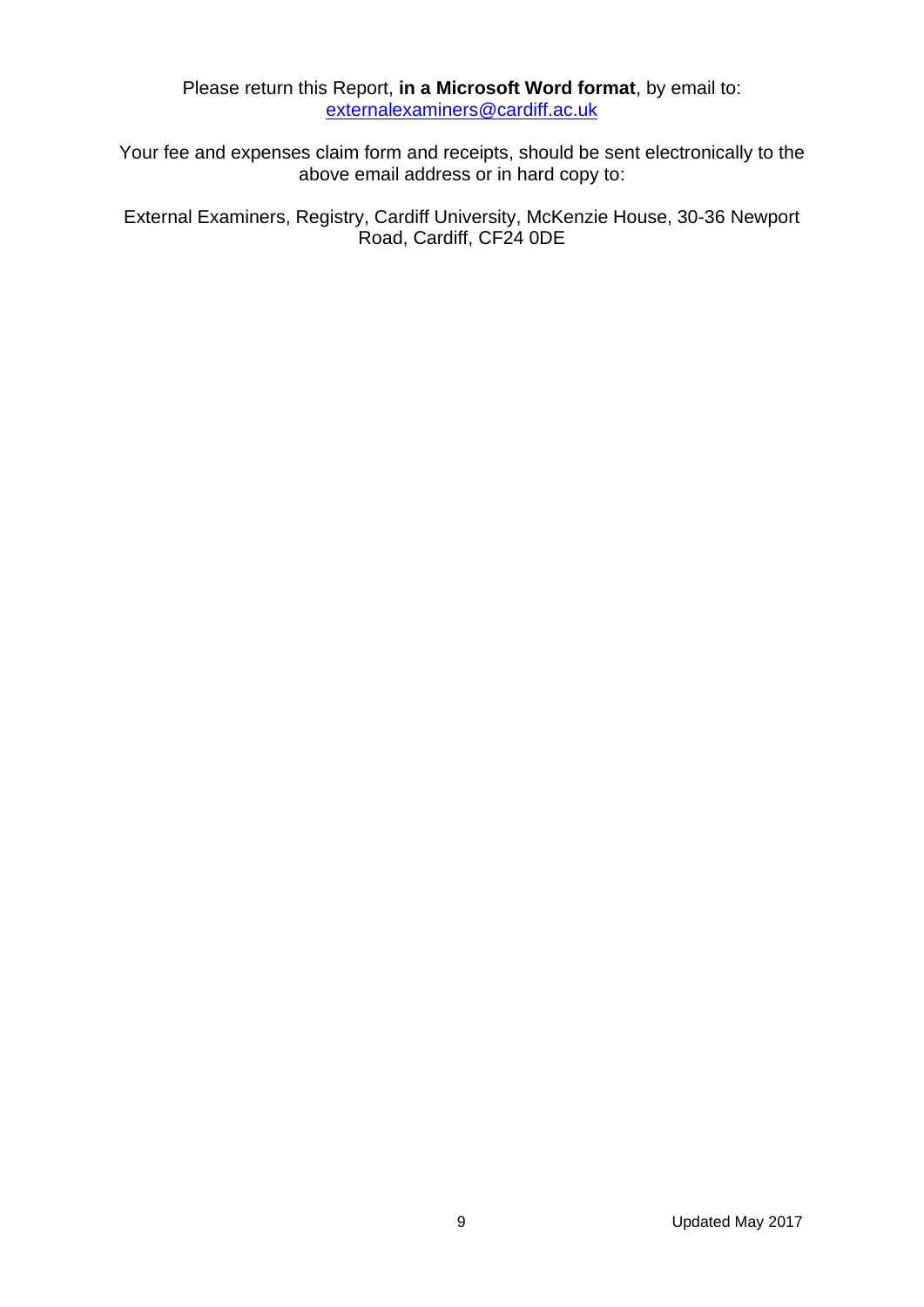Please return this Report, **in a Microsoft Word format**, by email to: [externalexaminers@cardiff.ac.uk](mailto:externalexaminers@cardiff.ac.uk)

Your fee and expenses claim form and receipts, should be sent electronically to the above email address or in hard copy to:

External Examiners, Registry, Cardiff University, McKenzie House, 30-36 Newport Road, Cardiff, CF24 0DE